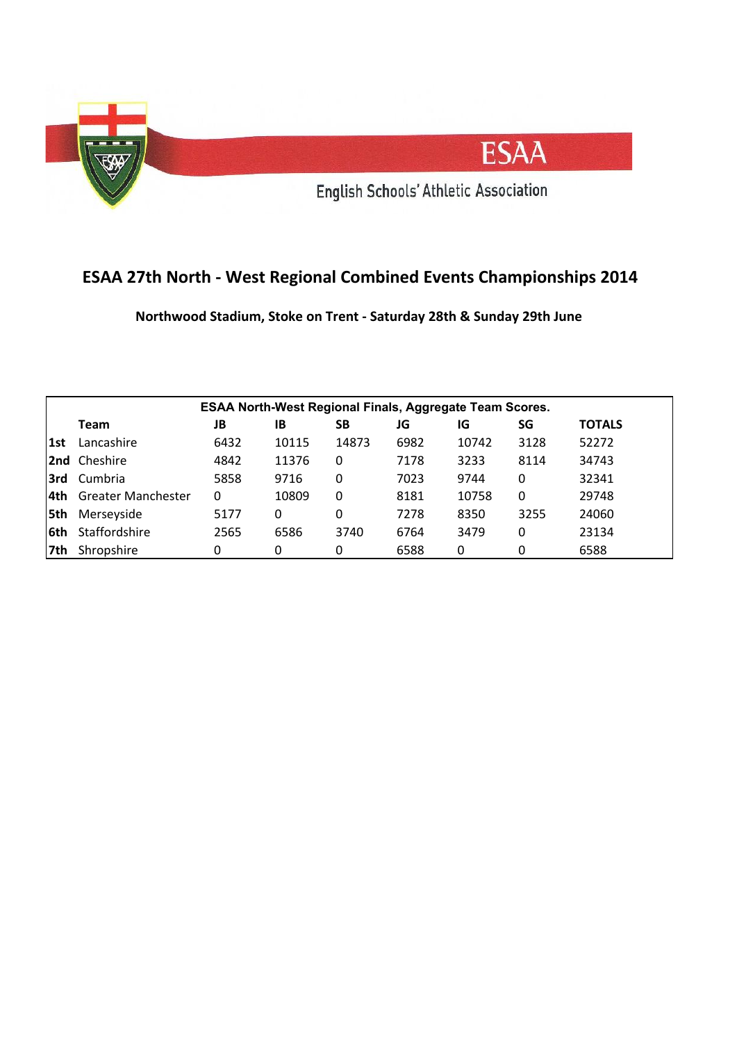ESAA

English Schools' Athletic Association

# ESAA 27th North - West Regional Combined Events Championships 2014

**Northwood Stadium, Stoke on Trent - Saturday 28th & Sunday 29th June**

**ESAA North-West Regional Finals, Aggregate Team Scores.**

| | Team | JB | IB | SB | JG | IG | SG | TOTALS |
|---|---|---|---|---|---|---|---|---|
| **1st** | Lancashire | 6432 | 10115 | 14873 | 6982 | 10742 | 3128 | 52272 |
| **2nd** | Cheshire | 4842 | 11376 | 0 | 7178 | 3233 | 8114 | 34743 |
| **3rd** | Cumbria | 5858 | 9716 | 0 | 7023 | 9744 | 0 | 32341 |
| **4th** | Greater Manchester | 0 | 10809 | 0 | 8181 | 10758 | 0 | 29748 |
| **5th** | Merseyside | 5177 | 0 | 0 | 7278 | 8350 | 3255 | 24060 |
| **6th** | Staffordshire | 2565 | 6586 | 3740 | 6764 | 3479 | 0 | 23134 |
| **7th** | Shropshire | 0 | 0 | 0 | 6588 | 0 | 0 | 6588 |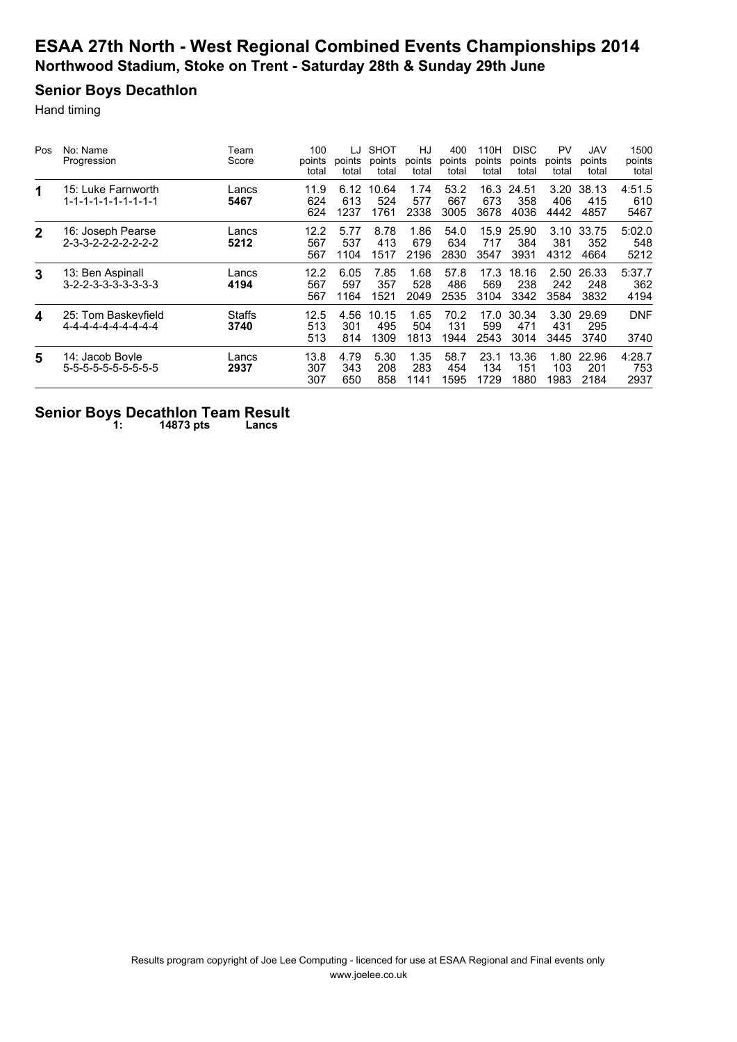# ESAA 27th North - West Regional Combined Events Championships 2014

## Northwood Stadium, Stoke on Trent - Saturday 28th & Sunday 29th June

### Senior Boys Decathlon

Hand timing

| Pos | No: Name<br>Progression | Team<br>Score | 100<br>points<br>total | LJ<br>points<br>total | SHOT<br>points<br>total | HJ<br>points<br>total | 400<br>points<br>total | 110H<br>points<br>total | DISC<br>points<br>total | PV<br>points<br>total | JAV<br>points<br>total | 1500<br>points<br>total |
|---|---|---|---|---|---|---|---|---|---|---|---|---|
| **1** | 15: Luke Farnworth<br>1-1-1-1-1-1-1-1-1-1 | Lancs<br>**5467** | 11.9<br>624<br>624 | 6.12<br>613<br>1237 | 10.64<br>524<br>1761 | 1.74<br>577<br>2338 | 53.2<br>667<br>3005 | 16.3<br>673<br>3678 | 24.51<br>358<br>4036 | 3.20<br>406<br>4442 | 38.13<br>415<br>4857 | 4:51.5<br>610<br>5467 |
| **2** | 16: Joseph Pearse<br>2-3-3-2-2-2-2-2-2-2 | Lancs<br>**5212** | 12.2<br>567<br>567 | 5.77<br>537<br>1104 | 8.78<br>413<br>1517 | 1.86<br>679<br>2196 | 54.0<br>634<br>2830 | 15.9<br>717<br>3547 | 25.90<br>384<br>3931 | 3.10<br>381<br>4312 | 33.75<br>352<br>4664 | 5:02.0<br>548<br>5212 |
| **3** | 13: Ben Aspinall<br>3-2-2-3-3-3-3-3-3-3 | Lancs<br>**4194** | 12.2<br>567<br>567 | 6.05<br>597<br>1164 | 7.85<br>357<br>1521 | 1.68<br>528<br>2049 | 57.8<br>486<br>2535 | 17.3<br>569<br>3104 | 18.16<br>238<br>3342 | 2.50<br>242<br>3584 | 26.33<br>248<br>3832 | 5:37.7<br>362<br>4194 |
| **4** | 25: Tom Baskeyfield<br>4-4-4-4-4-4-4-4-4-4 | Staffs<br>**3740** | 12.5<br>513<br>513 | 4.56<br>301<br>814 | 10.15<br>495<br>1309 | 1.65<br>504<br>1813 | 70.2<br>131<br>1944 | 17.0<br>599<br>2543 | 30.34<br>471<br>3014 | 3.30<br>431<br>3445 | 29.69<br>295<br>3740 | DNF<br><br>3740 |
| **5** | 14: Jacob Boyle<br>5-5-5-5-5-5-5-5-5-5 | Lancs<br>**2937** | 13.8<br>307<br>307 | 4.79<br>343<br>650 | 5.30<br>208<br>858 | 1.35<br>283<br>1141 | 58.7<br>454<br>1595 | 23.1<br>134<br>1729 | 13.36<br>151<br>1880 | 1.80<br>103<br>1983 | 22.96<br>201<br>2184 | 4:28.7<br>753<br>2937 |

### Senior Boys Decathlon Team Result

**1: 14873 pts Lancs**

Results program copyright of Joe Lee Computing - licenced for use at ESAA Regional and Final events only
www.joelee.co.uk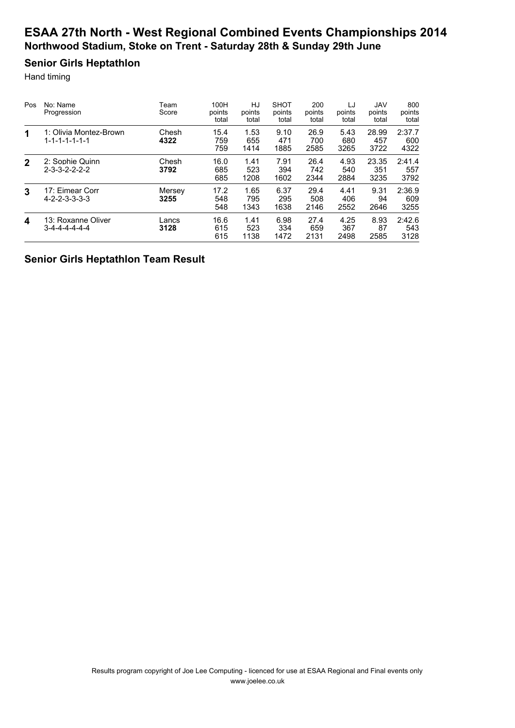# ESAA 27th North - West Regional Combined Events Championships 2014

## Northwood Stadium, Stoke on Trent - Saturday 28th & Sunday 29th June

### Senior Girls Heptathlon

Hand timing

| Pos | No: Name<br>Progression | Team<br>Score | 100H<br>points<br>total | HJ<br>points<br>total | SHOT<br>points<br>total | 200<br>points<br>total | LJ<br>points<br>total | JAV<br>points<br>total | 800<br>points<br>total |
|---|---|---|---|---|---|---|---|---|---|
| **1** | 1: Olivia Montez-Brown<br>1-1-1-1-1-1-1 | Chesh<br>**4322** | 15.4<br>759<br>759 | 1.53<br>655<br>1414 | 9.10<br>471<br>1885 | 26.9<br>700<br>2585 | 5.43<br>680<br>3265 | 28.99<br>457<br>3722 | 2:37.7<br>600<br>4322 |
| **2** | 2: Sophie Quinn<br>2-3-3-2-2-2-2 | Chesh<br>**3792** | 16.0<br>685<br>685 | 1.41<br>523<br>1208 | 7.91<br>394<br>1602 | 26.4<br>742<br>2344 | 4.93<br>540<br>2884 | 23.35<br>351<br>3235 | 2:41.4<br>557<br>3792 |
| **3** | 17: Eimear Corr<br>4-2-2-3-3-3-3 | Mersey<br>**3255** | 17.2<br>548<br>548 | 1.65<br>795<br>1343 | 6.37<br>295<br>1638 | 29.4<br>508<br>2146 | 4.41<br>406<br>2552 | 9.31<br>94<br>2646 | 2:36.9<br>609<br>3255 |
| **4** | 13: Roxanne Oliver<br>3-4-4-4-4-4-4 | Lancs<br>**3128** | 16.6<br>615<br>615 | 1.41<br>523<br>1138 | 6.98<br>334<br>1472 | 27.4<br>659<br>2131 | 4.25<br>367<br>2498 | 8.93<br>87<br>2585 | 2:42.6<br>543<br>3128 |

### Senior Girls Heptathlon Team Result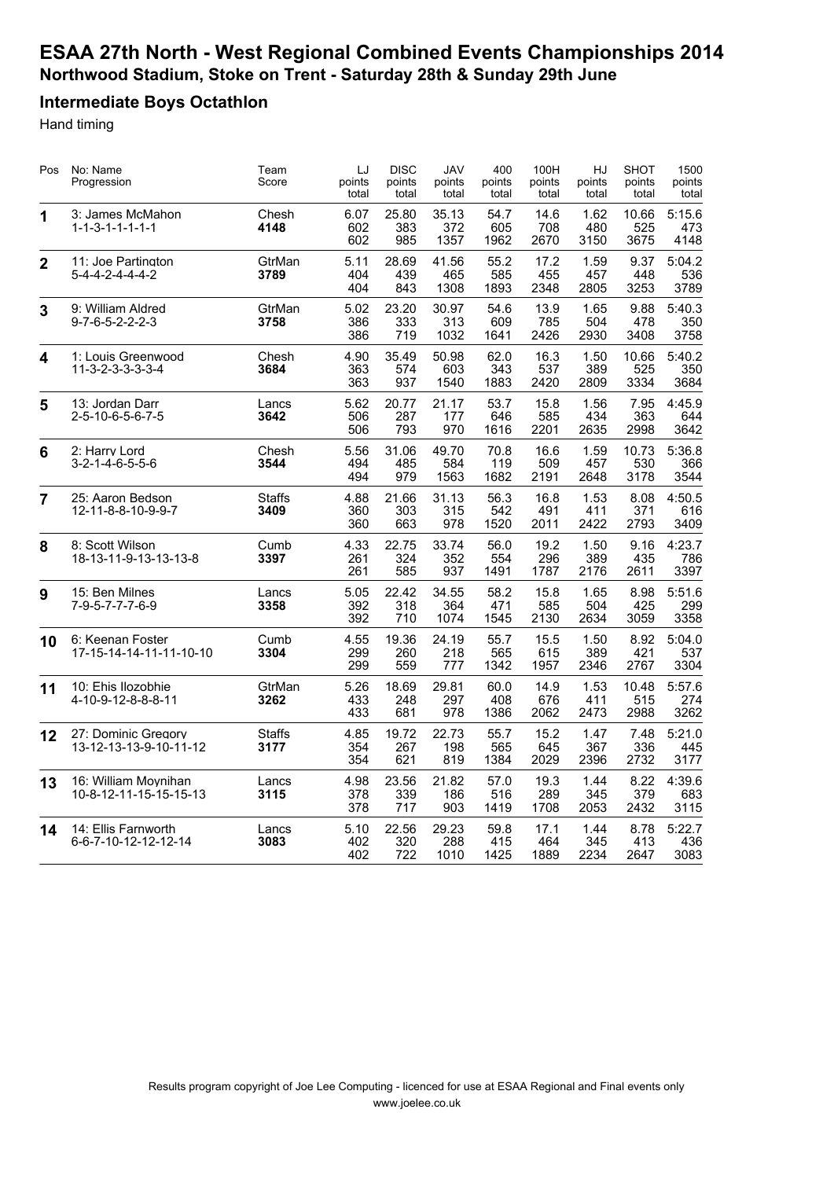# ESAA 27th North - West Regional Combined Events Championships 2014

## Northwood Stadium, Stoke on Trent - Saturday 28th & Sunday 29th June

### Intermediate Boys Octathlon

Hand timing

| Pos | No: Name<br>Progression | Team<br>Score | LJ<br>points<br>total | DISC<br>points<br>total | JAV<br>points<br>total | 400<br>points<br>total | 100H<br>points<br>total | HJ<br>points<br>total | SHOT<br>points<br>total | 1500<br>points<br>total |
|---|---|---|---|---|---|---|---|---|---|---|
| 1 | 3: James McMahon<br>1-1-3-1-1-1-1-1 | Chesh<br>**4148** | 6.07<br>602<br>602 | 25.80<br>383<br>985 | 35.13<br>372<br>1357 | 54.7<br>605<br>1962 | 14.6<br>708<br>2670 | 1.62<br>480<br>3150 | 10.66<br>525<br>3675 | 5:15.6<br>473<br>4148 |
| 2 | 11: Joe Partington<br>5-4-4-2-4-4-4-2 | GtrMan<br>**3789** | 5.11<br>404<br>404 | 28.69<br>439<br>843 | 41.56<br>465<br>1308 | 55.2<br>585<br>1893 | 17.2<br>455<br>2348 | 1.59<br>457<br>2805 | 9.37<br>448<br>3253 | 5:04.2<br>536<br>3789 |
| 3 | 9: William Aldred<br>9-7-6-5-2-2-2-3 | GtrMan<br>**3758** | 5.02<br>386<br>386 | 23.20<br>333<br>719 | 30.97<br>313<br>1032 | 54.6<br>609<br>1641 | 13.9<br>785<br>2426 | 1.65<br>504<br>2930 | 9.88<br>478<br>3408 | 5:40.3<br>350<br>3758 |
| 4 | 1: Louis Greenwood<br>11-3-2-3-3-3-3-4 | Chesh<br>**3684** | 4.90<br>363<br>363 | 35.49<br>574<br>937 | 50.98<br>603<br>1540 | 62.0<br>343<br>1883 | 16.3<br>537<br>2420 | 1.50<br>389<br>2809 | 10.66<br>525<br>3334 | 5:40.2<br>350<br>3684 |
| 5 | 13: Jordan Darr<br>2-5-10-6-5-6-7-5 | Lancs<br>**3642** | 5.62<br>506<br>506 | 20.77<br>287<br>793 | 21.17<br>177<br>970 | 53.7<br>646<br>1616 | 15.8<br>585<br>2201 | 1.56<br>434<br>2635 | 7.95<br>363<br>2998 | 4:45.9<br>644<br>3642 |
| 6 | 2: Harry Lord<br>3-2-1-4-6-5-5-6 | Chesh<br>**3544** | 5.56<br>494<br>494 | 31.06<br>485<br>979 | 49.70<br>584<br>1563 | 70.8<br>119<br>1682 | 16.6<br>509<br>2191 | 1.59<br>457<br>2648 | 10.73<br>530<br>3178 | 5:36.8<br>366<br>3544 |
| 7 | 25: Aaron Bedson<br>12-11-8-8-10-9-9-7 | Staffs<br>**3409** | 4.88<br>360<br>360 | 21.66<br>303<br>663 | 31.13<br>315<br>978 | 56.3<br>542<br>1520 | 16.8<br>491<br>2011 | 1.53<br>411<br>2422 | 8.08<br>371<br>2793 | 4:50.5<br>616<br>3409 |
| 8 | 8: Scott Wilson<br>18-13-11-9-13-13-13-8 | Cumb<br>**3397** | 4.33<br>261<br>261 | 22.75<br>324<br>585 | 33.74<br>352<br>937 | 56.0<br>554<br>1491 | 19.2<br>296<br>1787 | 1.50<br>389<br>2176 | 9.16<br>435<br>2611 | 4:23.7<br>786<br>3397 |
| 9 | 15: Ben Milnes<br>7-9-5-7-7-7-6-9 | Lancs<br>**3358** | 5.05<br>392<br>392 | 22.42<br>318<br>710 | 34.55<br>364<br>1074 | 58.2<br>471<br>1545 | 15.8<br>585<br>2130 | 1.65<br>504<br>2634 | 8.98<br>425<br>3059 | 5:51.6<br>299<br>3358 |
| 10 | 6: Keenan Foster<br>17-15-14-14-11-11-10-10 | Cumb<br>**3304** | 4.55<br>299<br>299 | 19.36<br>260<br>559 | 24.19<br>218<br>777 | 55.7<br>565<br>1342 | 15.5<br>615<br>1957 | 1.50<br>389<br>2346 | 8.92<br>421<br>2767 | 5:04.0<br>537<br>3304 |
| 11 | 10: Ehis Ilozobhie<br>4-10-9-12-8-8-8-11 | GtrMan<br>**3262** | 5.26<br>433<br>433 | 18.69<br>248<br>681 | 29.81<br>297<br>978 | 60.0<br>408<br>1386 | 14.9<br>676<br>2062 | 1.53<br>411<br>2473 | 10.48<br>515<br>2988 | 5:57.6<br>274<br>3262 |
| 12 | 27: Dominic Gregory<br>13-12-13-13-9-10-11-12 | Staffs<br>**3177** | 4.85<br>354<br>354 | 19.72<br>267<br>621 | 22.73<br>198<br>819 | 55.7<br>565<br>1384 | 15.2<br>645<br>2029 | 1.47<br>367<br>2396 | 7.48<br>336<br>2732 | 5:21.0<br>445<br>3177 |
| 13 | 16: William Moynihan<br>10-8-12-11-15-15-15-13 | Lancs<br>**3115** | 4.98<br>378<br>378 | 23.56<br>339<br>717 | 21.82<br>186<br>903 | 57.0<br>516<br>1419 | 19.3<br>289<br>1708 | 1.44<br>345<br>2053 | 8.22<br>379<br>2432 | 4:39.6<br>683<br>3115 |
| 14 | 14: Ellis Farnworth<br>6-6-7-10-12-12-12-14 | Lancs<br>**3083** | 5.10<br>402<br>402 | 22.56<br>320<br>722 | 29.23<br>288<br>1010 | 59.8<br>415<br>1425 | 17.1<br>464<br>1889 | 1.44<br>345<br>2234 | 8.78<br>413<br>2647 | 5:22.7<br>436<br>3083 |

Results program copyright of Joe Lee Computing - licenced for use at ESAA Regional and Final events only
www.joelee.co.uk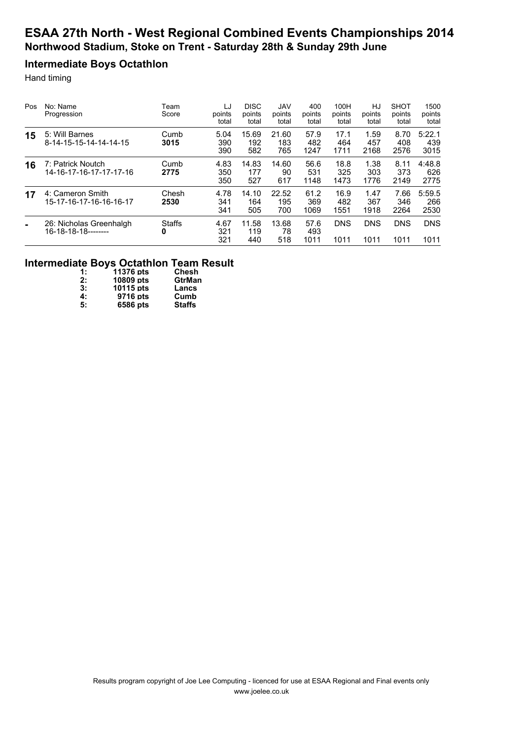# ESAA 27th North - West Regional Combined Events Championships 2014

## Northwood Stadium, Stoke on Trent - Saturday 28th & Sunday 29th June

### Intermediate Boys Octathlon

Hand timing

| Pos | No: Name<br>Progression | Team<br>Score | LJ<br>points<br>total | DISC<br>points<br>total | JAV<br>points<br>total | 400<br>points<br>total | 100H<br>points<br>total | HJ<br>points<br>total | SHOT<br>points<br>total | 1500<br>points<br>total |
|---|---|---|---|---|---|---|---|---|---|---|
| **15** | 5: Will Barnes<br>8-14-15-15-14-14-14-15 | Cumb<br>**3015** | 5.04<br>390<br>390 | 15.69<br>192<br>582 | 21.60<br>183<br>765 | 57.9<br>482<br>1247 | 17.1<br>464<br>1711 | 1.59<br>457<br>2168 | 8.70<br>408<br>2576 | 5:22.1<br>439<br>3015 |
| **16** | 7: Patrick Noutch<br>14-16-17-16-17-17-17-16 | Cumb<br>**2775** | 4.83<br>350<br>350 | 14.83<br>177<br>527 | 14.60<br>90<br>617 | 56.6<br>531<br>1148 | 18.8<br>325<br>1473 | 1.38<br>303<br>1776 | 8.11<br>373<br>2149 | 4:48.8<br>626<br>2775 |
| **17** | 4: Cameron Smith<br>15-17-16-17-16-16-16-17 | Chesh<br>**2530** | 4.78<br>341<br>341 | 14.10<br>164<br>505 | 22.52<br>195<br>700 | 61.2<br>369<br>1069 | 16.9<br>482<br>1551 | 1.47<br>367<br>1918 | 7.66<br>346<br>2264 | 5:59.5<br>266<br>2530 |
| **-** | 26: Nicholas Greenhalgh<br>16-18-18-18-------- | Staffs<br>**0** | 4.67<br>321<br>321 | 11.58<br>119<br>440 | 13.68<br>78<br>518 | 57.6<br>493<br>1011 | DNS<br><br>1011 | DNS<br><br>1011 | DNS<br><br>1011 | DNS<br><br>1011 |

## Intermediate Boys Octathlon Team Result

| | | |
|---|---|---|
| **1:** | **11376 pts** | **Chesh** |
| **2:** | **10809 pts** | **GtrMan** |
| **3:** | **10115 pts** | **Lancs** |
| **4:** | **9716 pts** | **Cumb** |
| **5:** | **6586 pts** | **Staffs** |

Results program copyright of Joe Lee Computing - licenced for use at ESAA Regional and Final events only
www.joelee.co.uk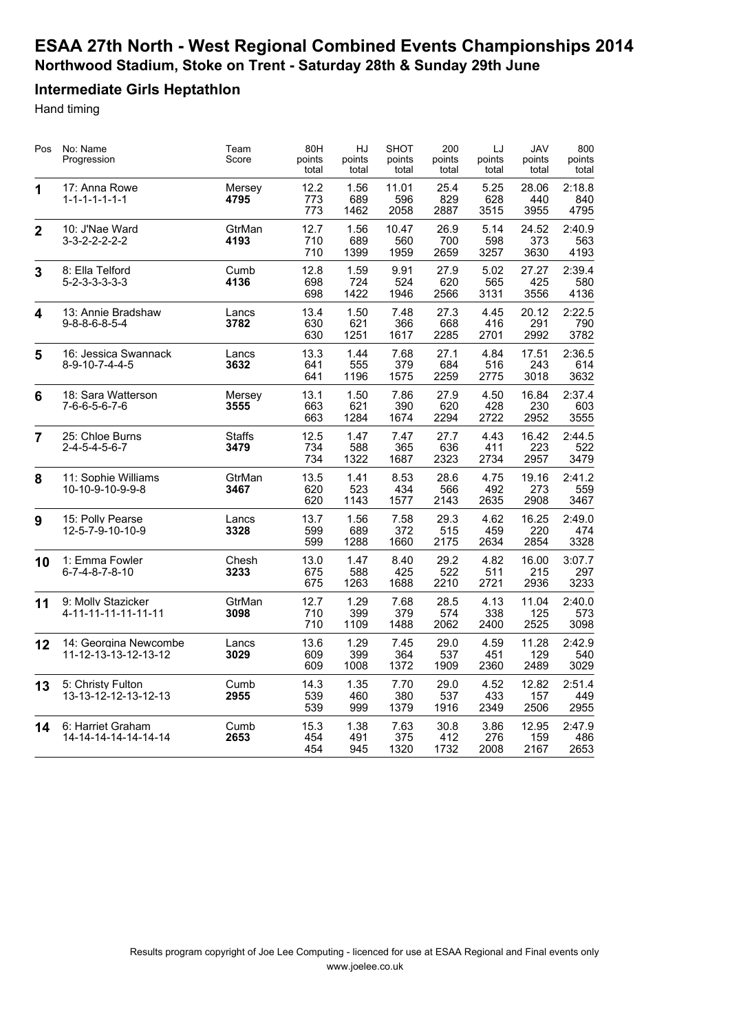# ESAA 27th North - West Regional Combined Events Championships 2014

## Northwood Stadium, Stoke on Trent - Saturday 28th & Sunday 29th June

### Intermediate Girls Heptathlon

Hand timing

| Pos | No: Name<br>Progression | Team<br>Score | 80H<br>points<br>total | HJ<br>points<br>total | SHOT<br>points<br>total | 200<br>points<br>total | LJ<br>points<br>total | JAV<br>points<br>total | 800<br>points<br>total |
|---|---|---|---|---|---|---|---|---|---|
| **1** | 17: Anna Rowe<br>1-1-1-1-1-1-1 | Mersey<br>**4795** | 12.2<br>773<br>773 | 1.56<br>689<br>1462 | 11.01<br>596<br>2058 | 25.4<br>829<br>2887 | 5.25<br>628<br>3515 | 28.06<br>440<br>3955 | 2:18.8<br>840<br>4795 |
| **2** | 10: J'Nae Ward<br>3-3-2-2-2-2-2 | GtrMan<br>**4193** | 12.7<br>710<br>710 | 1.56<br>689<br>1399 | 10.47<br>560<br>1959 | 26.9<br>700<br>2659 | 5.14<br>598<br>3257 | 24.52<br>373<br>3630 | 2:40.9<br>563<br>4193 |
| **3** | 8: Ella Telford<br>5-2-3-3-3-3-3 | Cumb<br>**4136** | 12.8<br>698<br>698 | 1.59<br>724<br>1422 | 9.91<br>524<br>1946 | 27.9<br>620<br>2566 | 5.02<br>565<br>3131 | 27.27<br>425<br>3556 | 2:39.4<br>580<br>4136 |
| **4** | 13: Annie Bradshaw<br>9-8-8-6-8-5-4 | Lancs<br>**3782** | 13.4<br>630<br>630 | 1.50<br>621<br>1251 | 7.48<br>366<br>1617 | 27.3<br>668<br>2285 | 4.45<br>416<br>2701 | 20.12<br>291<br>2992 | 2:22.5<br>790<br>3782 |
| **5** | 16: Jessica Swannack<br>8-9-10-7-4-4-5 | Lancs<br>**3632** | 13.3<br>641<br>641 | 1.44<br>555<br>1196 | 7.68<br>379<br>1575 | 27.1<br>684<br>2259 | 4.84<br>516<br>2775 | 17.51<br>243<br>3018 | 2:36.5<br>614<br>3632 |
| **6** | 18: Sara Watterson<br>7-6-6-5-6-7-6 | Mersey<br>**3555** | 13.1<br>663<br>663 | 1.50<br>621<br>1284 | 7.86<br>390<br>1674 | 27.9<br>620<br>2294 | 4.50<br>428<br>2722 | 16.84<br>230<br>2952 | 2:37.4<br>603<br>3555 |
| **7** | 25: Chloe Burns<br>2-4-5-4-5-6-7 | Staffs<br>**3479** | 12.5<br>734<br>734 | 1.47<br>588<br>1322 | 7.47<br>365<br>1687 | 27.7<br>636<br>2323 | 4.43<br>411<br>2734 | 16.42<br>223<br>2957 | 2:44.5<br>522<br>3479 |
| **8** | 11: Sophie Williams<br>10-10-9-10-9-9-8 | GtrMan<br>**3467** | 13.5<br>620<br>620 | 1.41<br>523<br>1143 | 8.53<br>434<br>1577 | 28.6<br>566<br>2143 | 4.75<br>492<br>2635 | 19.16<br>273<br>2908 | 2:41.2<br>559<br>3467 |
| **9** | 15: Polly Pearse<br>12-5-7-9-10-10-9 | Lancs<br>**3328** | 13.7<br>599<br>599 | 1.56<br>689<br>1288 | 7.58<br>372<br>1660 | 29.3<br>515<br>2175 | 4.62<br>459<br>2634 | 16.25<br>220<br>2854 | 2:49.0<br>474<br>3328 |
| **10** | 1: Emma Fowler<br>6-7-4-8-7-8-10 | Chesh<br>**3233** | 13.0<br>675<br>675 | 1.47<br>588<br>1263 | 8.40<br>425<br>1688 | 29.2<br>522<br>2210 | 4.82<br>511<br>2721 | 16.00<br>215<br>2936 | 3:07.7<br>297<br>3233 |
| **11** | 9: Molly Stazicker<br>4-11-11-11-11-11-11 | GtrMan<br>**3098** | 12.7<br>710<br>710 | 1.29<br>399<br>1109 | 7.68<br>379<br>1488 | 28.5<br>574<br>2062 | 4.13<br>338<br>2400 | 11.04<br>125<br>2525 | 2:40.0<br>573<br>3098 |
| **12** | 14: Georgina Newcombe<br>11-12-13-13-12-13-12 | Lancs<br>**3029** | 13.6<br>609<br>609 | 1.29<br>399<br>1008 | 7.45<br>364<br>1372 | 29.0<br>537<br>1909 | 4.59<br>451<br>2360 | 11.28<br>129<br>2489 | 2:42.9<br>540<br>3029 |
| **13** | 5: Christy Fulton<br>13-13-12-12-13-12-13 | Cumb<br>**2955** | 14.3<br>539<br>539 | 1.35<br>460<br>999 | 7.70<br>380<br>1379 | 29.0<br>537<br>1916 | 4.52<br>433<br>2349 | 12.82<br>157<br>2506 | 2:51.4<br>449<br>2955 |
| **14** | 6: Harriet Graham<br>14-14-14-14-14-14-14 | Cumb<br>**2653** | 15.3<br>454<br>454 | 1.38<br>491<br>945 | 7.63<br>375<br>1320 | 30.8<br>412<br>1732 | 3.86<br>276<br>2008 | 12.95<br>159<br>2167 | 2:47.9<br>486<br>2653 |

Results program copyright of Joe Lee Computing - licenced for use at ESAA Regional and Final events only
www.joelee.co.uk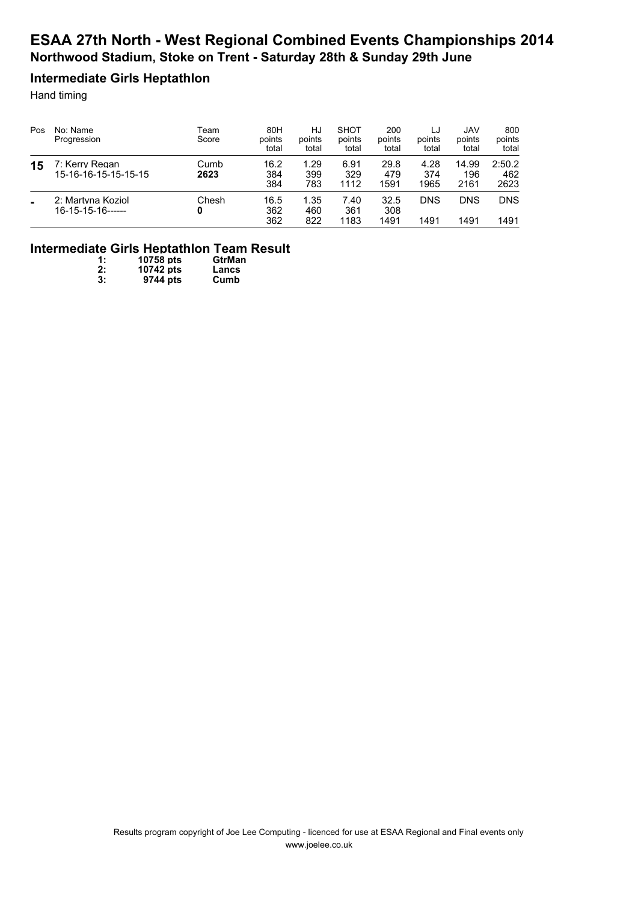# ESAA 27th North - West Regional Combined Events Championships 2014

## Northwood Stadium, Stoke on Trent - Saturday 28th & Sunday 29th June

### Intermediate Girls Heptathlon

Hand timing

| Pos | No: Name<br>Progression | Team<br>Score | 80H<br>points<br>total | HJ<br>points<br>total | SHOT<br>points<br>total | 200<br>points<br>total | LJ<br>points<br>total | JAV<br>points<br>total | 800<br>points<br>total |
|---|---|---|---|---|---|---|---|---|---|
| **15** | 7: Kerry Regan<br>15-16-16-15-15-15-15 | Cumb<br>**2623** | 16.2<br>384<br>384 | 1.29<br>399<br>783 | 6.91<br>329<br>1112 | 29.8<br>479<br>1591 | 4.28<br>374<br>1965 | 14.99<br>196<br>2161 | 2:50.2<br>462<br>2623 |
| **-** | 2: Martyna Koziol<br>16-15-15-16------ | Chesh<br>**0** | 16.5<br>362<br>362 | 1.35<br>460<br>822 | 7.40<br>361<br>1183 | 32.5<br>308<br>1491 | DNS<br><br>1491 | DNS<br><br>1491 | DNS<br><br>1491 |

### Intermediate Girls Heptathlon Team Result

| | | |
|---|---|---|
| **1:** | **10758 pts** | **GtrMan** |
| **2:** | **10742 pts** | **Lancs** |
| **3:** | **9744 pts** | **Cumb** |

Results program copyright of Joe Lee Computing - licenced for use at ESAA Regional and Final events only
www.joelee.co.uk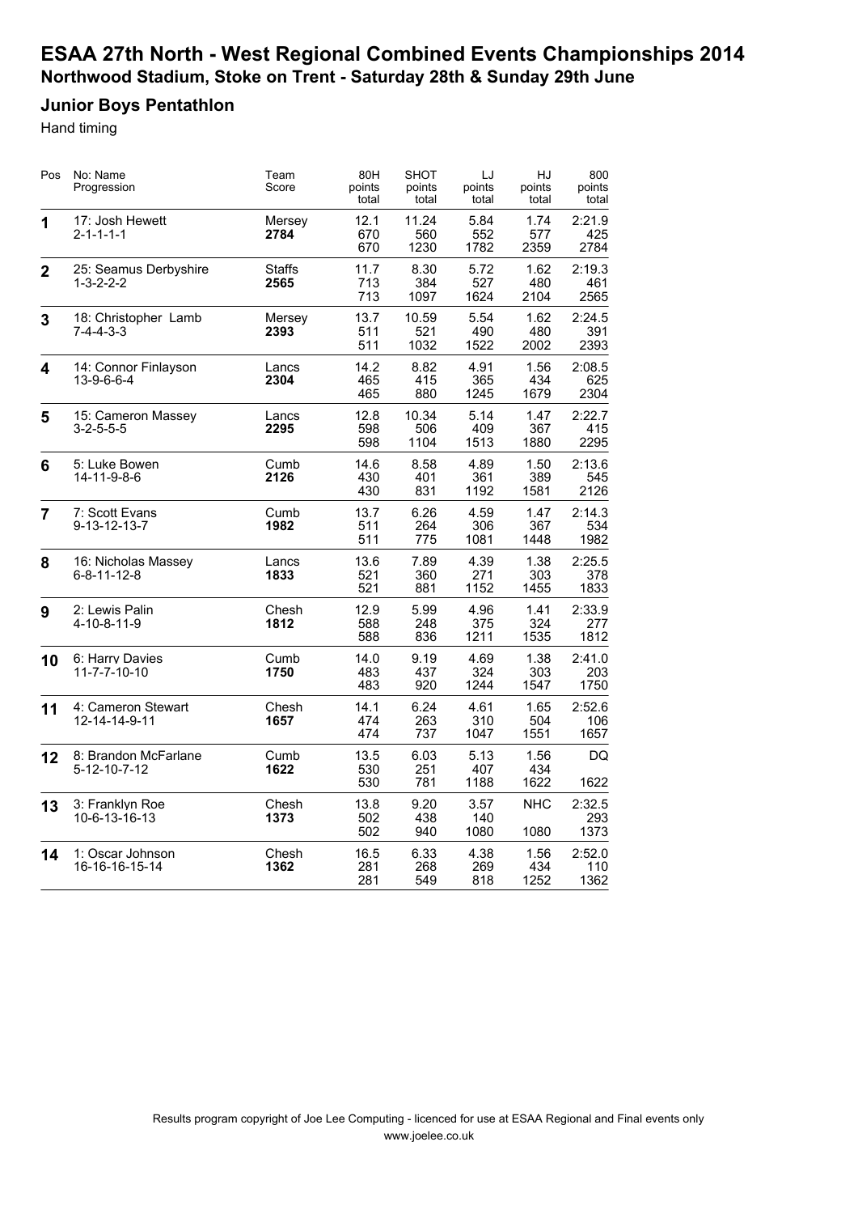# ESAA 27th North - West Regional Combined Events Championships 2014

## Northwood Stadium, Stoke on Trent - Saturday 28th & Sunday 29th June

### Junior Boys Pentathlon

Hand timing

| Pos | No: Name<br>Progression | Team<br>Score | 80H<br>points<br>total | SHOT<br>points<br>total | LJ<br>points<br>total | HJ<br>points<br>total | 800<br>points<br>total |
|---|---|---|---|---|---|---|---|
| 1 | 17: Josh Hewett<br>2-1-1-1-1 | Mersey<br>**2784** | 12.1<br>670<br>670 | 11.24<br>560<br>1230 | 5.84<br>552<br>1782 | 1.74<br>577<br>2359 | 2:21.9<br>425<br>2784 |
| 2 | 25: Seamus Derbyshire<br>1-3-2-2-2 | Staffs<br>**2565** | 11.7<br>713<br>713 | 8.30<br>384<br>1097 | 5.72<br>527<br>1624 | 1.62<br>480<br>2104 | 2:19.3<br>461<br>2565 |
| 3 | 18: Christopher Lamb<br>7-4-4-3-3 | Mersey<br>**2393** | 13.7<br>511<br>511 | 10.59<br>521<br>1032 | 5.54<br>490<br>1522 | 1.62<br>480<br>2002 | 2:24.5<br>391<br>2393 |
| 4 | 14: Connor Finlayson<br>13-9-6-6-4 | Lancs<br>**2304** | 14.2<br>465<br>465 | 8.82<br>415<br>880 | 4.91<br>365<br>1245 | 1.56<br>434<br>1679 | 2:08.5<br>625<br>2304 |
| 5 | 15: Cameron Massey<br>3-2-5-5-5 | Lancs<br>**2295** | 12.8<br>598<br>598 | 10.34<br>506<br>1104 | 5.14<br>409<br>1513 | 1.47<br>367<br>1880 | 2:22.7<br>415<br>2295 |
| 6 | 5: Luke Bowen<br>14-11-9-8-6 | Cumb<br>**2126** | 14.6<br>430<br>430 | 8.58<br>401<br>831 | 4.89<br>361<br>1192 | 1.50<br>389<br>1581 | 2:13.6<br>545<br>2126 |
| 7 | 7: Scott Evans<br>9-13-12-13-7 | Cumb<br>**1982** | 13.7<br>511<br>511 | 6.26<br>264<br>775 | 4.59<br>306<br>1081 | 1.47<br>367<br>1448 | 2:14.3<br>534<br>1982 |
| 8 | 16: Nicholas Massey<br>6-8-11-12-8 | Lancs<br>**1833** | 13.6<br>521<br>521 | 7.89<br>360<br>881 | 4.39<br>271<br>1152 | 1.38<br>303<br>1455 | 2:25.5<br>378<br>1833 |
| 9 | 2: Lewis Palin<br>4-10-8-11-9 | Chesh<br>**1812** | 12.9<br>588<br>588 | 5.99<br>248<br>836 | 4.96<br>375<br>1211 | 1.41<br>324<br>1535 | 2:33.9<br>277<br>1812 |
| 10 | 6: Harry Davies<br>11-7-7-10-10 | Cumb<br>**1750** | 14.0<br>483<br>483 | 9.19<br>437<br>920 | 4.69<br>324<br>1244 | 1.38<br>303<br>1547 | 2:41.0<br>203<br>1750 |
| 11 | 4: Cameron Stewart<br>12-14-14-9-11 | Chesh<br>**1657** | 14.1<br>474<br>474 | 6.24<br>263<br>737 | 4.61<br>310<br>1047 | 1.65<br>504<br>1551 | 2:52.6<br>106<br>1657 |
| 12 | 8: Brandon McFarlane<br>5-12-10-7-12 | Cumb<br>**1622** | 13.5<br>530<br>530 | 6.03<br>251<br>781 | 5.13<br>407<br>1188 | 1.56<br>434<br>1622 | DQ<br><br>1622 |
| 13 | 3: Franklyn Roe<br>10-6-13-16-13 | Chesh<br>**1373** | 13.8<br>502<br>502 | 9.20<br>438<br>940 | 3.57<br>140<br>1080 | NHC<br><br>1080 | 2:32.5<br>293<br>1373 |
| 14 | 1: Oscar Johnson<br>16-16-16-15-14 | Chesh<br>**1362** | 16.5<br>281<br>281 | 6.33<br>268<br>549 | 4.38<br>269<br>818 | 1.56<br>434<br>1252 | 2:52.0<br>110<br>1362 |

Results program copyright of Joe Lee Computing - licenced for use at ESAA Regional and Final events only
www.joelee.co.uk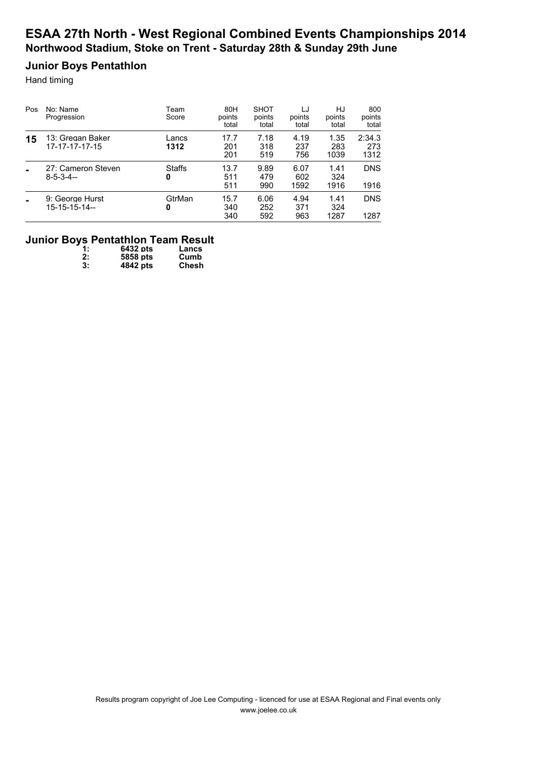# ESAA 27th North - West Regional Combined Events Championships 2014

## Northwood Stadium, Stoke on Trent - Saturday 28th & Sunday 29th June

### Junior Boys Pentathlon

Hand timing

| Pos | No: Name<br>Progression | Team<br>Score | 80H<br>points<br>total | SHOT<br>points<br>total | LJ<br>points<br>total | HJ<br>points<br>total | 800<br>points<br>total |
|---|---|---|---|---|---|---|---|
| **15** | 13: Gregan Baker<br>17-17-17-17-15 | Lancs<br>**1312** | 17.7<br>201<br>201 | 7.18<br>318<br>519 | 4.19<br>237<br>756 | 1.35<br>283<br>1039 | 2:34.3<br>273<br>1312 |
| **-** | 27: Cameron Steven<br>8-5-3-4-- | Staffs<br>**0** | 13.7<br>511<br>511 | 9.89<br>479<br>990 | 6.07<br>602<br>1592 | 1.41<br>324<br>1916 | DNS<br><br>1916 |
| **-** | 9: George Hurst<br>15-15-15-14-- | GtrMan<br>**0** | 15.7<br>340<br>340 | 6.06<br>252<br>592 | 4.94<br>371<br>963 | 1.41<br>324<br>1287 | DNS<br><br>1287 |

### Junior Boys Pentathlon Team Result

| | | |
|---|---|---|
| **1:** | **6432 pts** | **Lancs** |
| **2:** | **5858 pts** | **Cumb** |
| **3:** | **4842 pts** | **Chesh** |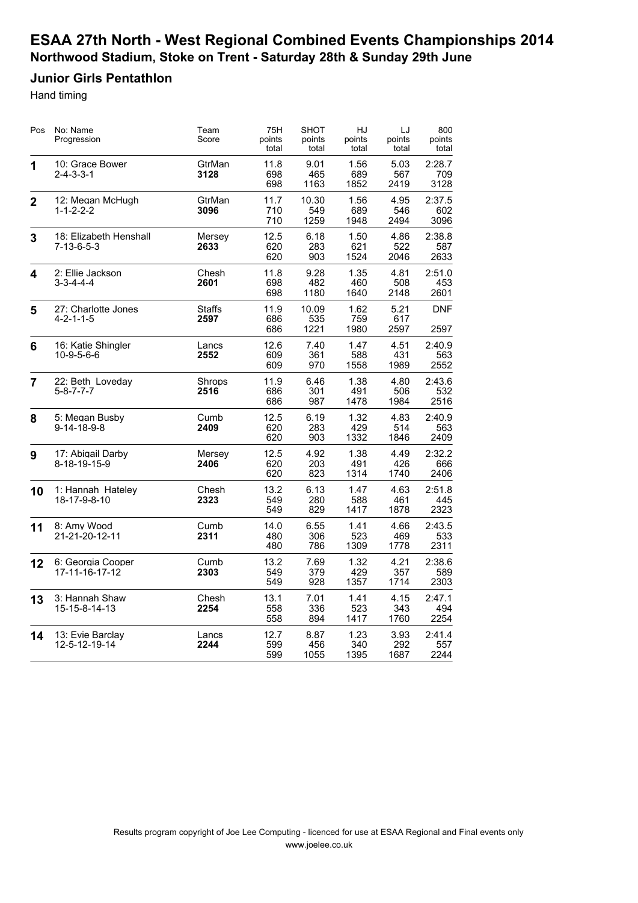# ESAA 27th North - West Regional Combined Events Championships 2014

## Northwood Stadium, Stoke on Trent - Saturday 28th & Sunday 29th June

### Junior Girls Pentathlon

Hand timing

| Pos | No: Name<br>Progression | Team<br>Score | 75H<br>points<br>total | SHOT<br>points<br>total | HJ<br>points<br>total | LJ<br>points<br>total | 800<br>points<br>total |
|---|---|---|---|---|---|---|---|
| 1 | 10: Grace Bower<br>2-4-3-3-1 | GtrMan<br>**3128** | 11.8<br>698<br>698 | 9.01<br>465<br>1163 | 1.56<br>689<br>1852 | 5.03<br>567<br>2419 | 2:28.7<br>709<br>3128 |
| 2 | 12: Megan McHugh<br>1-1-2-2-2 | GtrMan<br>**3096** | 11.7<br>710<br>710 | 10.30<br>549<br>1259 | 1.56<br>689<br>1948 | 4.95<br>546<br>2494 | 2:37.5<br>602<br>3096 |
| 3 | 18: Elizabeth Henshall<br>7-13-6-5-3 | Mersey<br>**2633** | 12.5<br>620<br>620 | 6.18<br>283<br>903 | 1.50<br>621<br>1524 | 4.86<br>522<br>2046 | 2:38.8<br>587<br>2633 |
| 4 | 2: Ellie Jackson<br>3-3-4-4-4 | Chesh<br>**2601** | 11.8<br>698<br>698 | 9.28<br>482<br>1180 | 1.35<br>460<br>1640 | 4.81<br>508<br>2148 | 2:51.0<br>453<br>2601 |
| 5 | 27: Charlotte Jones<br>4-2-1-1-5 | Staffs<br>**2597** | 11.9<br>686<br>686 | 10.09<br>535<br>1221 | 1.62<br>759<br>1980 | 5.21<br>617<br>2597 | DNF<br><br>2597 |
| 6 | 16: Katie Shingler<br>10-9-5-6-6 | Lancs<br>**2552** | 12.6<br>609<br>609 | 7.40<br>361<br>970 | 1.47<br>588<br>1558 | 4.51<br>431<br>1989 | 2:40.9<br>563<br>2552 |
| 7 | 22: Beth Loveday<br>5-8-7-7-7 | Shrops<br>**2516** | 11.9<br>686<br>686 | 6.46<br>301<br>987 | 1.38<br>491<br>1478 | 4.80<br>506<br>1984 | 2:43.6<br>532<br>2516 |
| 8 | 5: Megan Busby<br>9-14-18-9-8 | Cumb<br>**2409** | 12.5<br>620<br>620 | 6.19<br>283<br>903 | 1.32<br>429<br>1332 | 4.83<br>514<br>1846 | 2:40.9<br>563<br>2409 |
| 9 | 17: Abigail Darby<br>8-18-19-15-9 | Mersey<br>**2406** | 12.5<br>620<br>620 | 4.92<br>203<br>823 | 1.38<br>491<br>1314 | 4.49<br>426<br>1740 | 2:32.2<br>666<br>2406 |
| 10 | 1: Hannah Hateley<br>18-17-9-8-10 | Chesh<br>**2323** | 13.2<br>549<br>549 | 6.13<br>280<br>829 | 1.47<br>588<br>1417 | 4.63<br>461<br>1878 | 2:51.8<br>445<br>2323 |
| 11 | 8: Amy Wood<br>21-21-20-12-11 | Cumb<br>**2311** | 14.0<br>480<br>480 | 6.55<br>306<br>786 | 1.41<br>523<br>1309 | 4.66<br>469<br>1778 | 2:43.5<br>533<br>2311 |
| 12 | 6: Georgia Cooper<br>17-11-16-17-12 | Cumb<br>**2303** | 13.2<br>549<br>549 | 7.69<br>379<br>928 | 1.32<br>429<br>1357 | 4.21<br>357<br>1714 | 2:38.6<br>589<br>2303 |
| 13 | 3: Hannah Shaw<br>15-15-8-14-13 | Chesh<br>**2254** | 13.1<br>558<br>558 | 7.01<br>336<br>894 | 1.41<br>523<br>1417 | 4.15<br>343<br>1760 | 2:47.1<br>494<br>2254 |
| 14 | 13: Evie Barclay<br>12-5-12-19-14 | Lancs<br>**2244** | 12.7<br>599<br>599 | 8.87<br>456<br>1055 | 1.23<br>340<br>1395 | 3.93<br>292<br>1687 | 2:41.4<br>557<br>2244 |

Results program copyright of Joe Lee Computing - licenced for use at ESAA Regional and Final events only
www.joelee.co.uk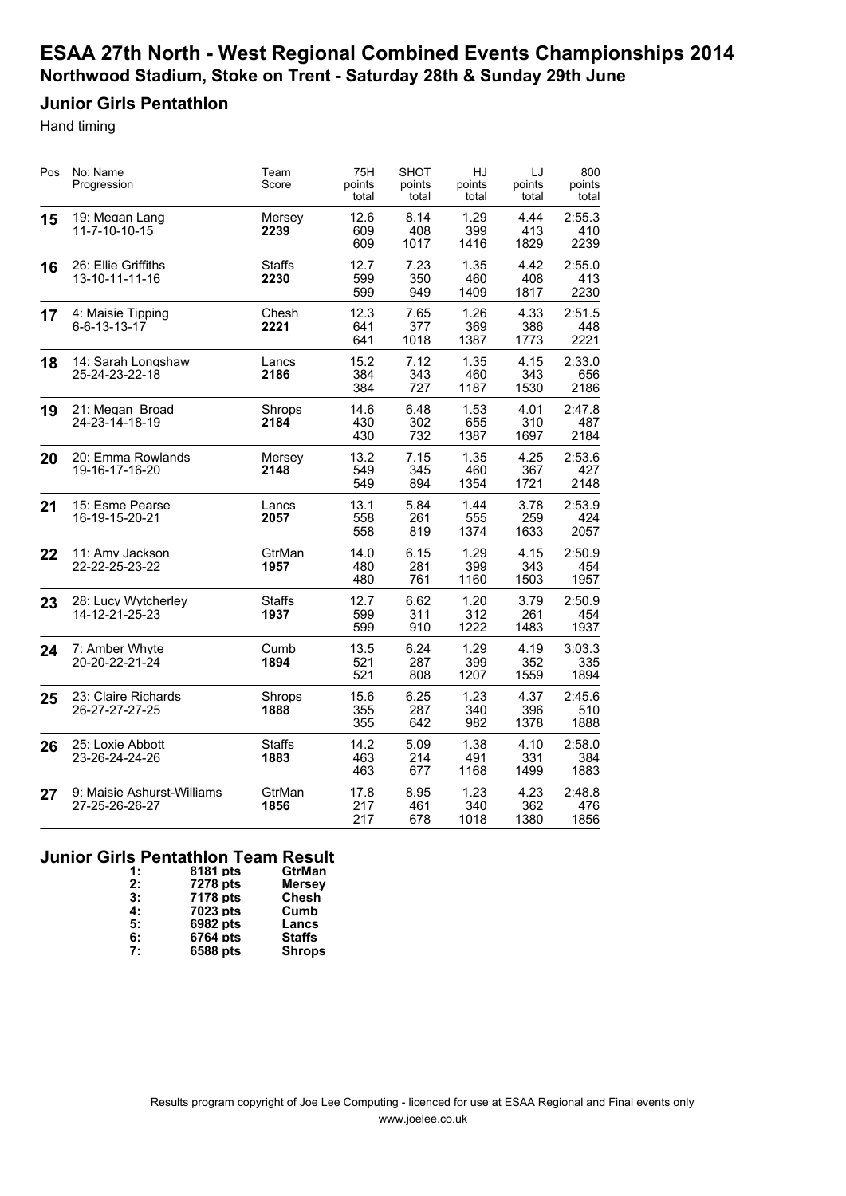# ESAA 27th North - West Regional Combined Events Championships 2014

## Northwood Stadium, Stoke on Trent - Saturday 28th & Sunday 29th June

### Junior Girls Pentathlon

Hand timing

| Pos | No: Name<br>Progression | Team<br>Score | 75H<br>points<br>total | SHOT<br>points<br>total | HJ<br>points<br>total | LJ<br>points<br>total | 800<br>points<br>total |
|---|---|---|---|---|---|---|---|
| **15** | 19: Megan Lang<br>11-7-10-10-15 | Mersey<br>**2239** | 12.6<br>609<br>609 | 8.14<br>408<br>1017 | 1.29<br>399<br>1416 | 4.44<br>413<br>1829 | 2:55.3<br>410<br>2239 |
| **16** | 26: Ellie Griffiths<br>13-10-11-11-16 | Staffs<br>**2230** | 12.7<br>599<br>599 | 7.23<br>350<br>949 | 1.35<br>460<br>1409 | 4.42<br>408<br>1817 | 2:55.0<br>413<br>2230 |
| **17** | 4: Maisie Tipping<br>6-6-13-13-17 | Chesh<br>**2221** | 12.3<br>641<br>641 | 7.65<br>377<br>1018 | 1.26<br>369<br>1387 | 4.33<br>386<br>1773 | 2:51.5<br>448<br>2221 |
| **18** | 14: Sarah Longshaw<br>25-24-23-22-18 | Lancs<br>**2186** | 15.2<br>384<br>384 | 7.12<br>343<br>727 | 1.35<br>460<br>1187 | 4.15<br>343<br>1530 | 2:33.0<br>656<br>2186 |
| **19** | 21: Megan Broad<br>24-23-14-18-19 | Shrops<br>**2184** | 14.6<br>430<br>430 | 6.48<br>302<br>732 | 1.53<br>655<br>1387 | 4.01<br>310<br>1697 | 2:47.8<br>487<br>2184 |
| **20** | 20: Emma Rowlands<br>19-16-17-16-20 | Mersey<br>**2148** | 13.2<br>549<br>549 | 7.15<br>345<br>894 | 1.35<br>460<br>1354 | 4.25<br>367<br>1721 | 2:53.6<br>427<br>2148 |
| **21** | 15: Esme Pearse<br>16-19-15-20-21 | Lancs<br>**2057** | 13.1<br>558<br>558 | 5.84<br>261<br>819 | 1.44<br>555<br>1374 | 3.78<br>259<br>1633 | 2:53.9<br>424<br>2057 |
| **22** | 11: Amy Jackson<br>22-22-25-23-22 | GtrMan<br>**1957** | 14.0<br>480<br>480 | 6.15<br>281<br>761 | 1.29<br>399<br>1160 | 4.15<br>343<br>1503 | 2:50.9<br>454<br>1957 |
| **23** | 28: Lucy Wytcherley<br>14-12-21-25-23 | Staffs<br>**1937** | 12.7<br>599<br>599 | 6.62<br>311<br>910 | 1.20<br>312<br>1222 | 3.79<br>261<br>1483 | 2:50.9<br>454<br>1937 |
| **24** | 7: Amber Whyte<br>20-20-22-21-24 | Cumb<br>**1894** | 13.5<br>521<br>521 | 6.24<br>287<br>808 | 1.29<br>399<br>1207 | 4.19<br>352<br>1559 | 3:03.3<br>335<br>1894 |
| **25** | 23: Claire Richards<br>26-27-27-27-25 | Shrops<br>**1888** | 15.6<br>355<br>355 | 6.25<br>287<br>642 | 1.23<br>340<br>982 | 4.37<br>396<br>1378 | 2:45.6<br>510<br>1888 |
| **26** | 25: Loxie Abbott<br>23-26-24-24-26 | Staffs<br>**1883** | 14.2<br>463<br>463 | 5.09<br>214<br>677 | 1.38<br>491<br>1168 | 4.10<br>331<br>1499 | 2:58.0<br>384<br>1883 |
| **27** | 9: Maisie Ashurst-Williams<br>27-25-26-26-27 | GtrMan<br>**1856** | 17.8<br>217<br>217 | 8.95<br>461<br>678 | 1.23<br>340<br>1018 | 4.23<br>362<br>1380 | 2:48.8<br>476<br>1856 |

### Junior Girls Pentathlon Team Result

| | | |
|---|---|---|
| **1:** | **8181 pts** | **GtrMan** |
| **2:** | **7278 pts** | **Mersey** |
| **3:** | **7178 pts** | **Chesh** |
| **4:** | **7023 pts** | **Cumb** |
| **5:** | **6982 pts** | **Lancs** |
| **6:** | **6764 pts** | **Staffs** |
| **7:** | **6588 pts** | **Shrops** |

Results program copyright of Joe Lee Computing - licenced for use at ESAA Regional and Final events only
www.joelee.co.uk